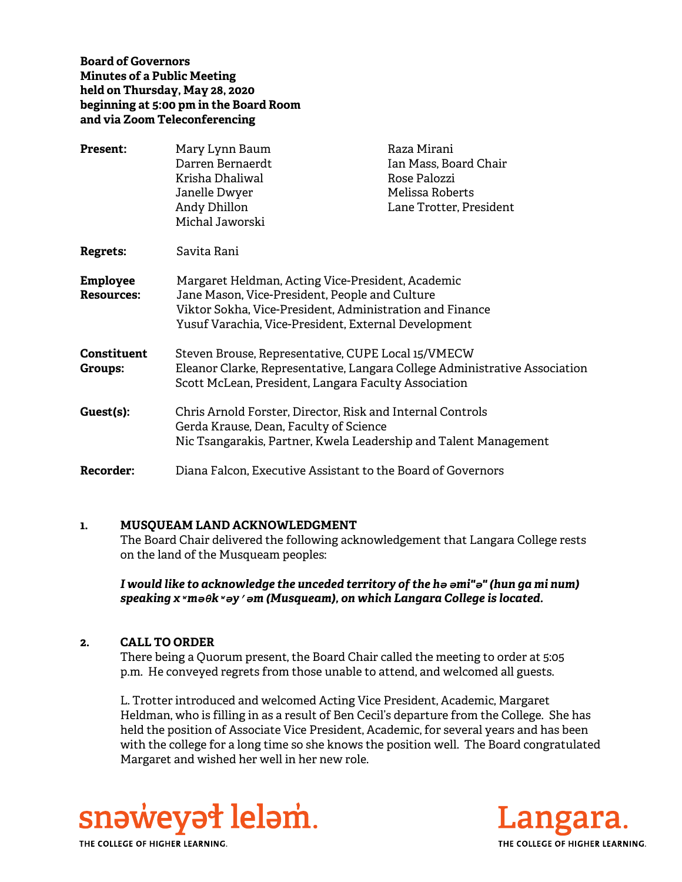**Board of Governors**
**Minutes of a Public Meeting**
**held on Thursday, May 28, 2020**
**beginning at 5:00 pm in the Board Room**
**and via Zoom Teleconferencing**

| | | |
|---|---|---|
| **Present:** | Mary Lynn Baum | Raza Mirani |
| | Darren Bernaerdt | Ian Mass, Board Chair |
| | Krisha Dhaliwal | Rose Palozzi |
| | Janelle Dwyer | Melissa Roberts |
| | Andy Dhillon | Lane Trotter, President |
| | Michal Jaworski | |

**Regrets:** Savita Rani

**Employee Resources:**
Margaret Heldman, Acting Vice-President, Academic
Jane Mason, Vice-President, People and Culture
Viktor Sokha, Vice-President, Administration and Finance
Yusuf Varachia, Vice-President, External Development

**Constituent Groups:**
Steven Brouse, Representative, CUPE Local 15/VMECW
Eleanor Clarke, Representative, Langara College Administrative Association
Scott McLean, President, Langara Faculty Association

**Guest(s):**
Chris Arnold Forster, Director, Risk and Internal Controls
Gerda Krause, Dean, Faculty of Science
Nic Tsangarakis, Partner, Kwela Leadership and Talent Management

**Recorder:** Diana Falcon, Executive Assistant to the Board of Governors

## 1. MUSQUEAM LAND ACKNOWLEDGMENT

The Board Chair delivered the following acknowledgement that Langara College rests on the land of the Musqueam peoples:

***I would like to acknowledge the unceded territory of the hə əmi"ə" (hun ga mi num) speaking xʷməθkʷəy̓əm (Musqueam), on which Langara College is located.***

## 2. CALL TO ORDER

There being a Quorum present, the Board Chair called the meeting to order at 5:05 p.m. He conveyed regrets from those unable to attend, and welcomed all guests.

L. Trotter introduced and welcomed Acting Vice President, Academic, Margaret Heldman, who is filling in as a result of Ben Cecil's departure from the College. She has held the position of Associate Vice President, Academic, for several years and has been with the college for a long time so she knows the position well. The Board congratulated Margaret and wished her well in her new role.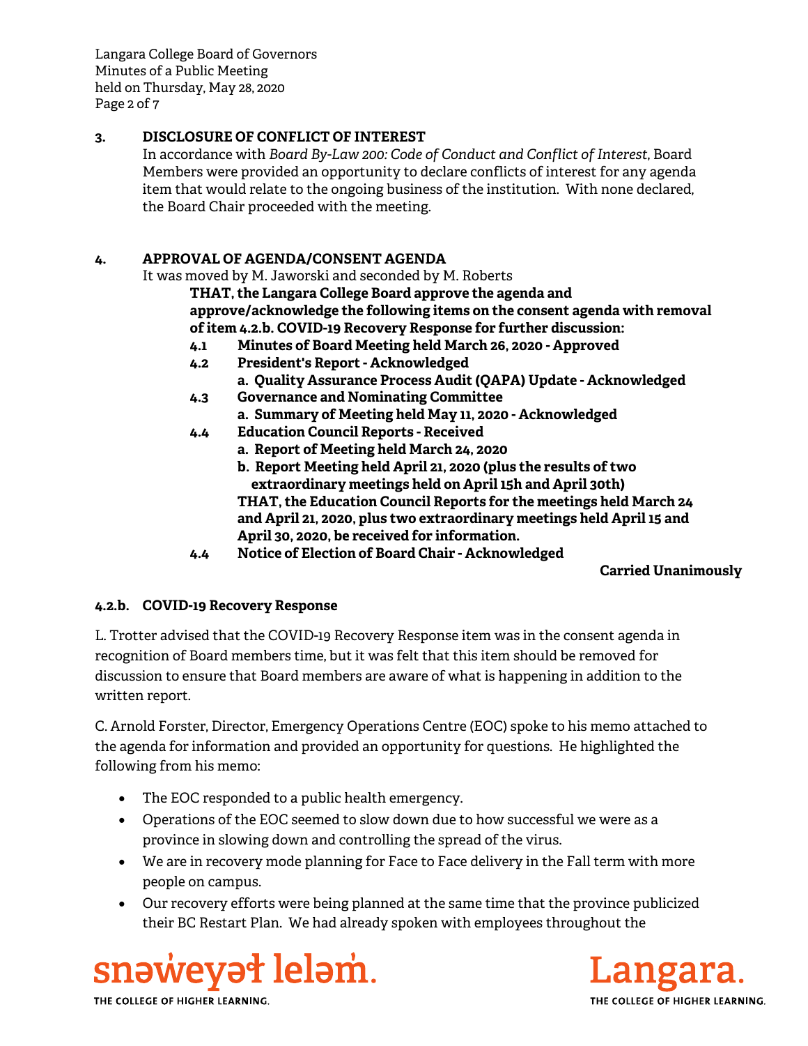**3. DISCLOSURE OF CONFLICT OF INTEREST**

In accordance with *Board By-Law 200: Code of Conduct and Conflict of Interest*, Board Members were provided an opportunity to declare conflicts of interest for any agenda item that would relate to the ongoing business of the institution. With none declared, the Board Chair proceeded with the meeting.

**4. APPROVAL OF AGENDA/CONSENT AGENDA**

It was moved by M. Jaworski and seconded by M. Roberts

**THAT, the Langara College Board approve the agenda and approve/acknowledge the following items on the consent agenda with removal of item 4.2.b. COVID-19 Recovery Response for further discussion:**

**4.1 Minutes of Board Meeting held March 26, 2020 - Approved**

**4.2 President's Report - Acknowledged**

**a. Quality Assurance Process Audit (QAPA) Update - Acknowledged**

**4.3 Governance and Nominating Committee**

**a. Summary of Meeting held May 11, 2020 - Acknowledged**

**4.4 Education Council Reports - Received**

**a. Report of Meeting held March 24, 2020**

**b. Report Meeting held April 21, 2020 (plus the results of two extraordinary meetings held on April 15h and April 30th)**

**THAT, the Education Council Reports for the meetings held March 24 and April 21, 2020, plus two extraordinary meetings held April 15 and April 30, 2020, be received for information.**

**4.4 Notice of Election of Board Chair - Acknowledged**

**Carried Unanimously**

**4.2.b. COVID-19 Recovery Response**

L. Trotter advised that the COVID-19 Recovery Response item was in the consent agenda in recognition of Board members time, but it was felt that this item should be removed for discussion to ensure that Board members are aware of what is happening in addition to the written report.

C. Arnold Forster, Director, Emergency Operations Centre (EOC) spoke to his memo attached to the agenda for information and provided an opportunity for questions. He highlighted the following from his memo:

- The EOC responded to a public health emergency.
- Operations of the EOC seemed to slow down due to how successful we were as a province in slowing down and controlling the spread of the virus.
- We are in recovery mode planning for Face to Face delivery in the Fall term with more people on campus.
- Our recovery efforts were being planned at the same time that the province publicized their BC Restart Plan. We had already spoken with employees throughout the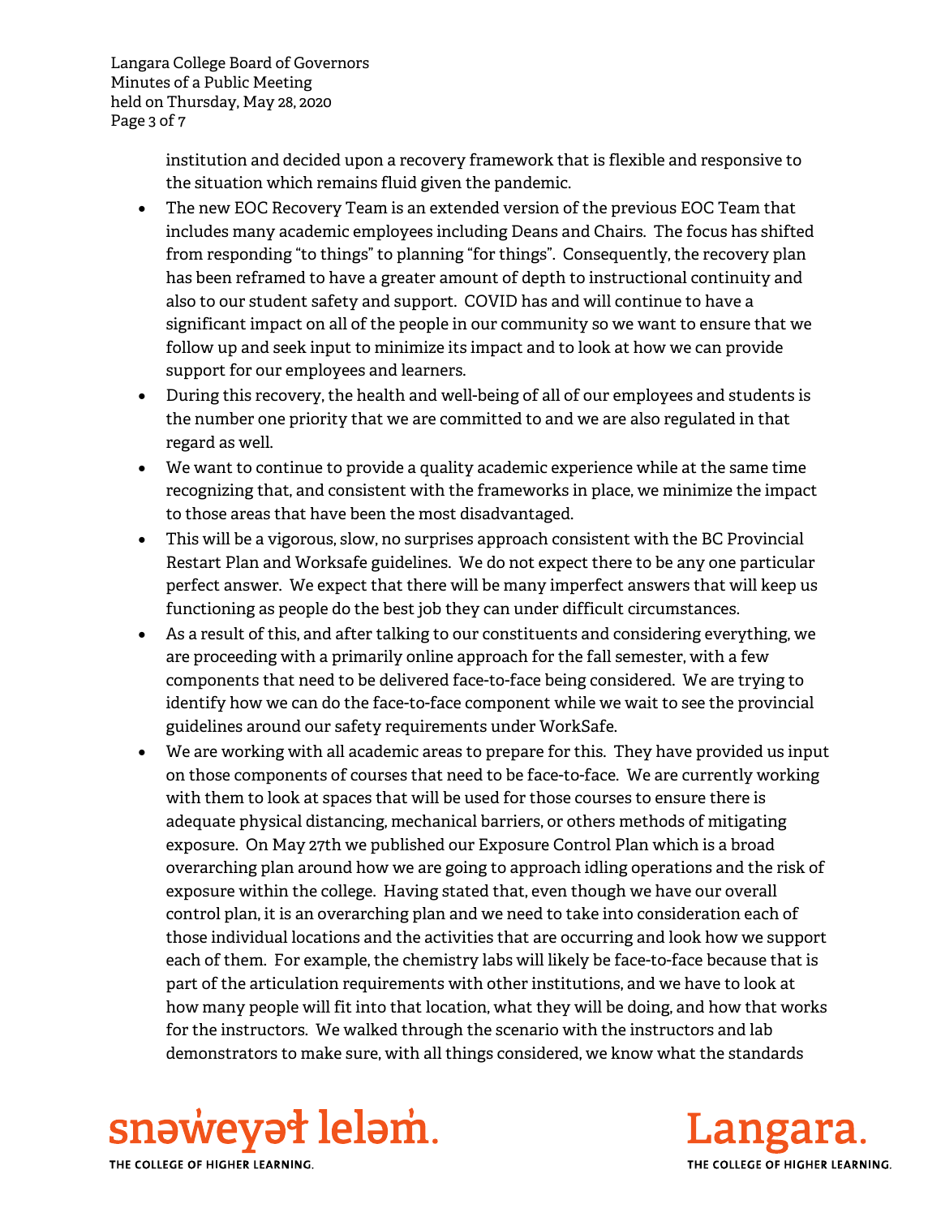institution and decided upon a recovery framework that is flexible and responsive to the situation which remains fluid given the pandemic.

- The new EOC Recovery Team is an extended version of the previous EOC Team that includes many academic employees including Deans and Chairs. The focus has shifted from responding "to things" to planning "for things". Consequently, the recovery plan has been reframed to have a greater amount of depth to instructional continuity and also to our student safety and support. COVID has and will continue to have a significant impact on all of the people in our community so we want to ensure that we follow up and seek input to minimize its impact and to look at how we can provide support for our employees and learners.
- During this recovery, the health and well-being of all of our employees and students is the number one priority that we are committed to and we are also regulated in that regard as well.
- We want to continue to provide a quality academic experience while at the same time recognizing that, and consistent with the frameworks in place, we minimize the impact to those areas that have been the most disadvantaged.
- This will be a vigorous, slow, no surprises approach consistent with the BC Provincial Restart Plan and Worksafe guidelines. We do not expect there to be any one particular perfect answer. We expect that there will be many imperfect answers that will keep us functioning as people do the best job they can under difficult circumstances.
- As a result of this, and after talking to our constituents and considering everything, we are proceeding with a primarily online approach for the fall semester, with a few components that need to be delivered face-to-face being considered. We are trying to identify how we can do the face-to-face component while we wait to see the provincial guidelines around our safety requirements under WorkSafe.
- We are working with all academic areas to prepare for this. They have provided us input on those components of courses that need to be face-to-face. We are currently working with them to look at spaces that will be used for those courses to ensure there is adequate physical distancing, mechanical barriers, or others methods of mitigating exposure. On May 27th we published our Exposure Control Plan which is a broad overarching plan around how we are going to approach idling operations and the risk of exposure within the college. Having stated that, even though we have our overall control plan, it is an overarching plan and we need to take into consideration each of those individual locations and the activities that are occurring and look how we support each of them. For example, the chemistry labs will likely be face-to-face because that is part of the articulation requirements with other institutions, and we have to look at how many people will fit into that location, what they will be doing, and how that works for the instructors. We walked through the scenario with the instructors and lab demonstrators to make sure, with all things considered, we know what the standards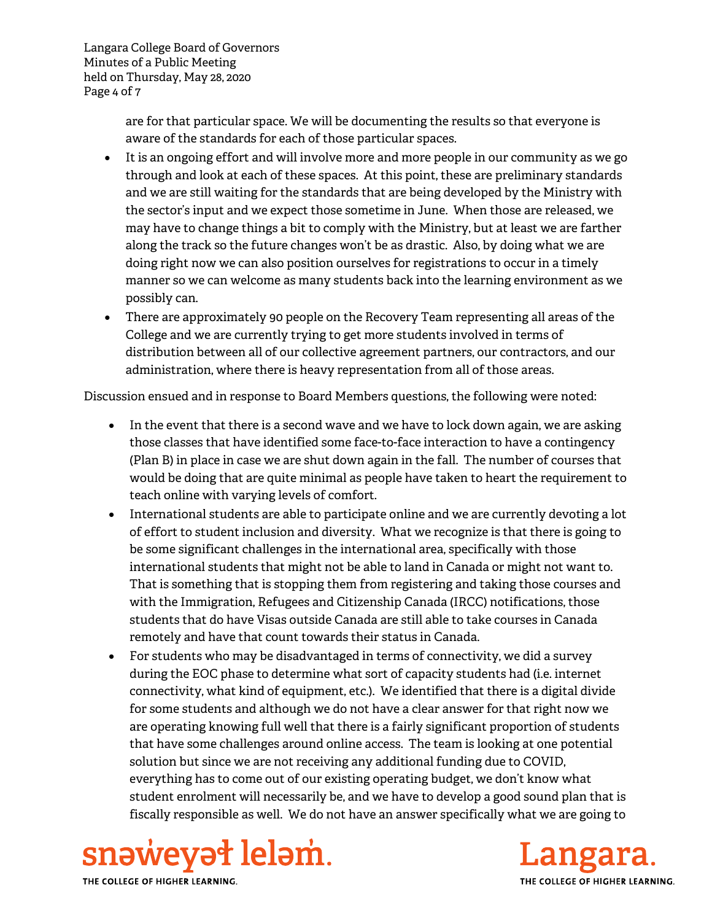are for that particular space. We will be documenting the results so that everyone is aware of the standards for each of those particular spaces.

- It is an ongoing effort and will involve more and more people in our community as we go through and look at each of these spaces. At this point, these are preliminary standards and we are still waiting for the standards that are being developed by the Ministry with the sector's input and we expect those sometime in June. When those are released, we may have to change things a bit to comply with the Ministry, but at least we are farther along the track so the future changes won't be as drastic. Also, by doing what we are doing right now we can also position ourselves for registrations to occur in a timely manner so we can welcome as many students back into the learning environment as we possibly can.
- There are approximately 90 people on the Recovery Team representing all areas of the College and we are currently trying to get more students involved in terms of distribution between all of our collective agreement partners, our contractors, and our administration, where there is heavy representation from all of those areas.

Discussion ensued and in response to Board Members questions, the following were noted:

- In the event that there is a second wave and we have to lock down again, we are asking those classes that have identified some face-to-face interaction to have a contingency (Plan B) in place in case we are shut down again in the fall. The number of courses that would be doing that are quite minimal as people have taken to heart the requirement to teach online with varying levels of comfort.
- International students are able to participate online and we are currently devoting a lot of effort to student inclusion and diversity. What we recognize is that there is going to be some significant challenges in the international area, specifically with those international students that might not be able to land in Canada or might not want to. That is something that is stopping them from registering and taking those courses and with the Immigration, Refugees and Citizenship Canada (IRCC) notifications, those students that do have Visas outside Canada are still able to take courses in Canada remotely and have that count towards their status in Canada.
- For students who may be disadvantaged in terms of connectivity, we did a survey during the EOC phase to determine what sort of capacity students had (i.e. internet connectivity, what kind of equipment, etc.). We identified that there is a digital divide for some students and although we do not have a clear answer for that right now we are operating knowing full well that there is a fairly significant proportion of students that have some challenges around online access. The team is looking at one potential solution but since we are not receiving any additional funding due to COVID, everything has to come out of our existing operating budget, we don't know what student enrolment will necessarily be, and we have to develop a good sound plan that is fiscally responsible as well. We do not have an answer specifically what we are going to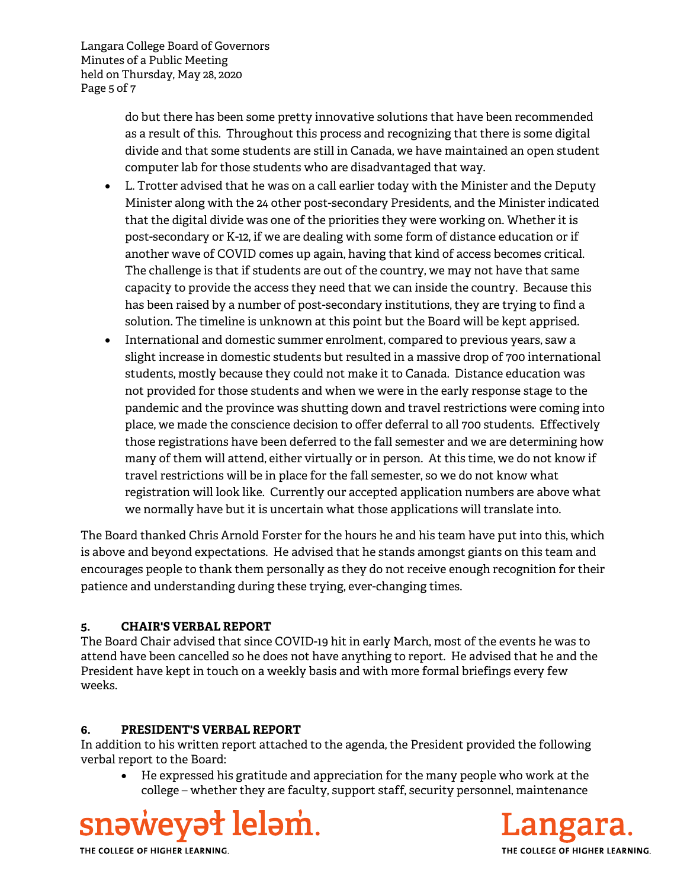do but there has been some pretty innovative solutions that have been recommended as a result of this. Throughout this process and recognizing that there is some digital divide and that some students are still in Canada, we have maintained an open student computer lab for those students who are disadvantaged that way.

- L. Trotter advised that he was on a call earlier today with the Minister and the Deputy Minister along with the 24 other post-secondary Presidents, and the Minister indicated that the digital divide was one of the priorities they were working on. Whether it is post-secondary or K-12, if we are dealing with some form of distance education or if another wave of COVID comes up again, having that kind of access becomes critical. The challenge is that if students are out of the country, we may not have that same capacity to provide the access they need that we can inside the country. Because this has been raised by a number of post-secondary institutions, they are trying to find a solution. The timeline is unknown at this point but the Board will be kept apprised.
- International and domestic summer enrolment, compared to previous years, saw a slight increase in domestic students but resulted in a massive drop of 700 international students, mostly because they could not make it to Canada. Distance education was not provided for those students and when we were in the early response stage to the pandemic and the province was shutting down and travel restrictions were coming into place, we made the conscience decision to offer deferral to all 700 students. Effectively those registrations have been deferred to the fall semester and we are determining how many of them will attend, either virtually or in person. At this time, we do not know if travel restrictions will be in place for the fall semester, so we do not know what registration will look like. Currently our accepted application numbers are above what we normally have but it is uncertain what those applications will translate into.

The Board thanked Chris Arnold Forster for the hours he and his team have put into this, which is above and beyond expectations. He advised that he stands amongst giants on this team and encourages people to thank them personally as they do not receive enough recognition for their patience and understanding during these trying, ever-changing times.

## 5. CHAIR'S VERBAL REPORT

The Board Chair advised that since COVID-19 hit in early March, most of the events he was to attend have been cancelled so he does not have anything to report. He advised that he and the President have kept in touch on a weekly basis and with more formal briefings every few weeks.

## 6. PRESIDENT'S VERBAL REPORT

In addition to his written report attached to the agenda, the President provided the following verbal report to the Board:

- He expressed his gratitude and appreciation for the many people who work at the college – whether they are faculty, support staff, security personnel, maintenance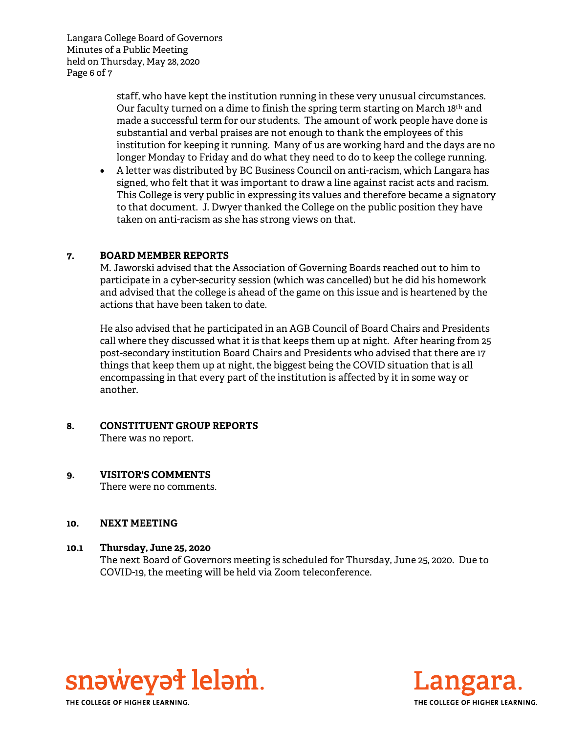staff, who have kept the institution running in these very unusual circumstances. Our faculty turned on a dime to finish the spring term starting on March 18th and made a successful term for our students. The amount of work people have done is substantial and verbal praises are not enough to thank the employees of this institution for keeping it running. Many of us are working hard and the days are no longer Monday to Friday and do what they need to do to keep the college running.

- A letter was distributed by BC Business Council on anti-racism, which Langara has signed, who felt that it was important to draw a line against racist acts and racism. This College is very public in expressing its values and therefore became a signatory to that document. J. Dwyer thanked the College on the public position they have taken on anti-racism as she has strong views on that.

## 7. BOARD MEMBER REPORTS

M. Jaworski advised that the Association of Governing Boards reached out to him to participate in a cyber-security session (which was cancelled) but he did his homework and advised that the college is ahead of the game on this issue and is heartened by the actions that have been taken to date.

He also advised that he participated in an AGB Council of Board Chairs and Presidents call where they discussed what it is that keeps them up at night. After hearing from 25 post-secondary institution Board Chairs and Presidents who advised that there are 17 things that keep them up at night, the biggest being the COVID situation that is all encompassing in that every part of the institution is affected by it in some way or another.

## 8. CONSTITUENT GROUP REPORTS

There was no report.

## 9. VISITOR'S COMMENTS

There were no comments.

## 10. NEXT MEETING

### 10.1 Thursday, June 25, 2020

The next Board of Governors meeting is scheduled for Thursday, June 25, 2020. Due to COVID-19, the meeting will be held via Zoom teleconference.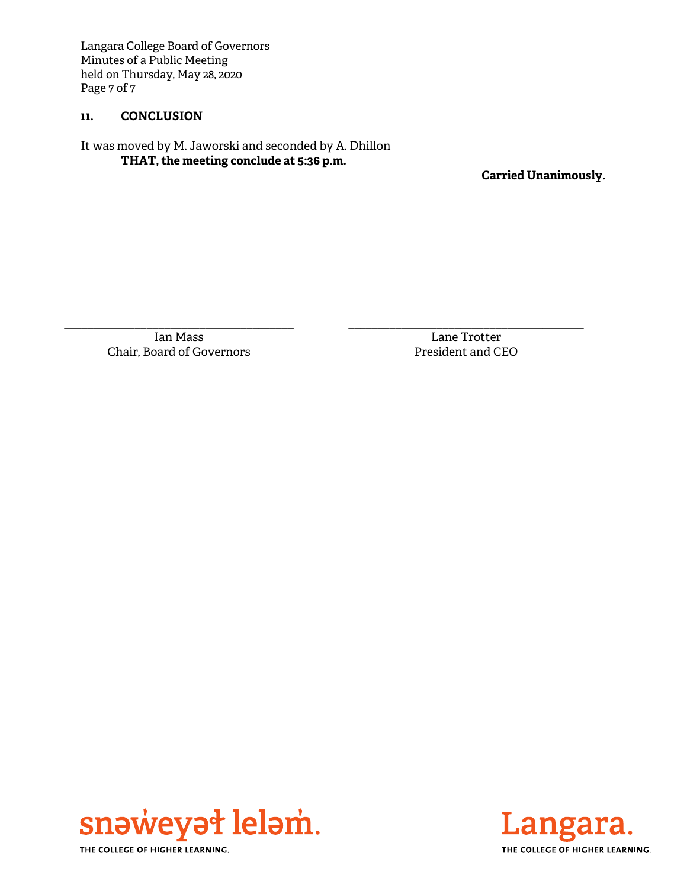## 11. CONCLUSION

It was moved by M. Jaworski and seconded by A. Dhillon

**THAT, the meeting conclude at 5:36 p.m.**

**Carried Unanimously.**

\_\_\_\_\_\_\_\_\_\_\_\_\_\_\_\_\_\_\_\_\_\_\_\_\_\_\_\_\_\_\_\_\_\_\_\_\_\_\_\_
Ian Mass
Chair, Board of Governors

\_\_\_\_\_\_\_\_\_\_\_\_\_\_\_\_\_\_\_\_\_\_\_\_\_\_\_\_\_\_\_\_\_\_\_\_\_\_\_\_
Lane Trotter
President and CEO